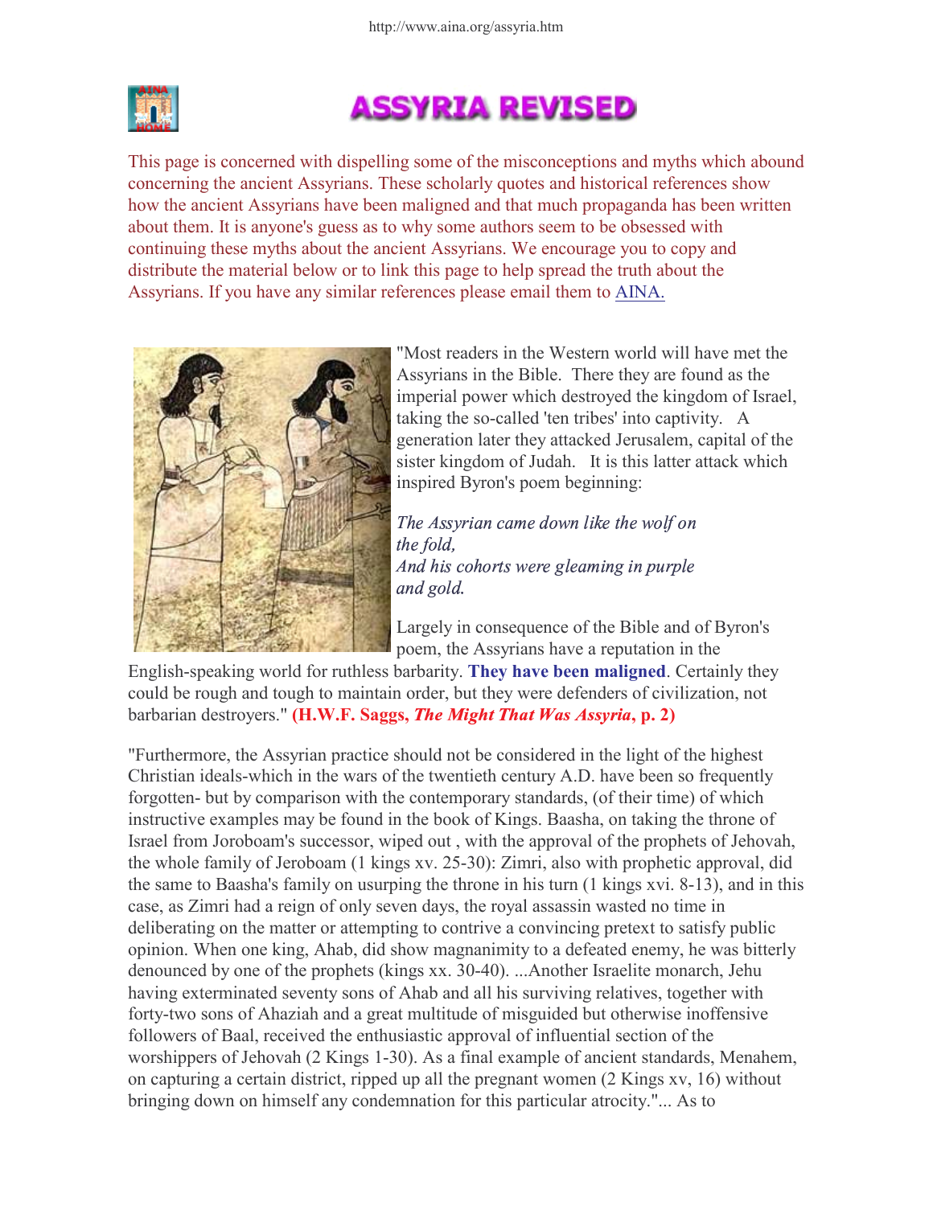# ASSYRIA REVISED

This page is concerned with dispelling some of the misconceptions and myths which abound concerning the ancient Assyrians. These scholarly quotes and historical references show how the ancient Assyrians have been maligned and that much propaganda has been written about them. It is anyone's guess as to why some authors seem to be obsessed with continuing these myths about the ancient Assyrians. We encourage you to copy and distribute the material below or to link this page to help spread the truth about the Assyrians. If you have any similar references please email them to AINA.

"Most readers in the Western world will have met the Assyrians in the Bible. There they are found as the imperial power which destroyed the kingdom of Israel, taking the so-called 'ten tribes' into captivity. A generation later they attacked Jerusalem, capital of the sister kingdom of Judah. It is this latter attack which inspired Byron's poem beginning:

*The Assyrian came down like the wolf on the fold,*
*And his cohorts were gleaming in purple and gold.*

Largely in consequence of the Bible and of Byron's poem, the Assyrians have a reputation in the English-speaking world for ruthless barbarity. **They have been maligned**. Certainly they could be rough and tough to maintain order, but they were defenders of civilization, not barbarian destroyers." **(H.W.F. Saggs, *The Might That Was Assyria*, p. 2)**

"Furthermore, the Assyrian practice should not be considered in the light of the highest Christian ideals-which in the wars of the twentieth century A.D. have been so frequently forgotten- but by comparison with the contemporary standards, (of their time) of which instructive examples may be found in the book of Kings. Baasha, on taking the throne of Israel from Joroboam's successor, wiped out , with the approval of the prophets of Jehovah, the whole family of Jeroboam (1 kings xv. 25-30): Zimri, also with prophetic approval, did the same to Baasha's family on usurping the throne in his turn (1 kings xvi. 8-13), and in this case, as Zimri had a reign of only seven days, the royal assassin wasted no time in deliberating on the matter or attempting to contrive a convincing pretext to satisfy public opinion. When one king, Ahab, did show magnanimity to a defeated enemy, he was bitterly denounced by one of the prophets (kings xx. 30-40). ...Another Israelite monarch, Jehu having exterminated seventy sons of Ahab and all his surviving relatives, together with forty-two sons of Ahaziah and a great multitude of misguided but otherwise inoffensive followers of Baal, received the enthusiastic approval of influential section of the worshippers of Jehovah (2 Kings 1-30). As a final example of ancient standards, Menahem, on capturing a certain district, ripped up all the pregnant women (2 Kings xv, 16) without bringing down on himself any condemnation for this particular atrocity."... As to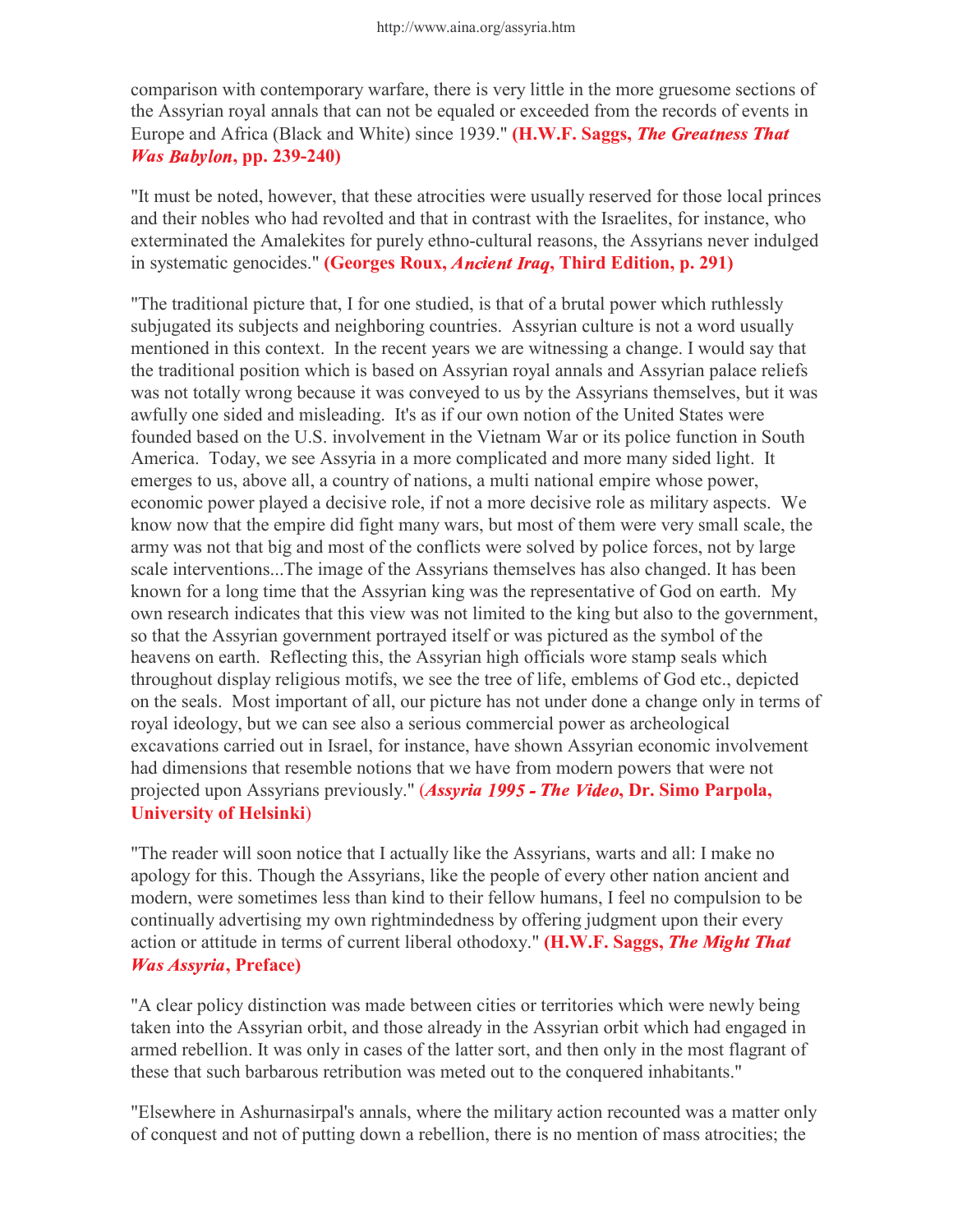comparison with contemporary warfare, there is very little in the more gruesome sections of the Assyrian royal annals that can not be equaled or exceeded from the records of events in Europe and Africa (Black and White) since 1939." **(H.W.F. Saggs, *The Greatness That Was Babylon*, pp. 239-240)**

"It must be noted, however, that these atrocities were usually reserved for those local princes and their nobles who had revolted and that in contrast with the Israelites, for instance, who exterminated the Amalekites for purely ethno-cultural reasons, the Assyrians never indulged in systematic genocides." **(Georges Roux, *Ancient Iraq*, Third Edition, p. 291)**

"The traditional picture that, I for one studied, is that of a brutal power which ruthlessly subjugated its subjects and neighboring countries. Assyrian culture is not a word usually mentioned in this context. In the recent years we are witnessing a change. I would say that the traditional position which is based on Assyrian royal annals and Assyrian palace reliefs was not totally wrong because it was conveyed to us by the Assyrians themselves, but it was awfully one sided and misleading. It's as if our own notion of the United States were founded based on the U.S. involvement in the Vietnam War or its police function in South America. Today, we see Assyria in a more complicated and more many sided light. It emerges to us, above all, a country of nations, a multi national empire whose power, economic power played a decisive role, if not a more decisive role as military aspects. We know now that the empire did fight many wars, but most of them were very small scale, the army was not that big and most of the conflicts were solved by police forces, not by large scale interventions...The image of the Assyrians themselves has also changed. It has been known for a long time that the Assyrian king was the representative of God on earth. My own research indicates that this view was not limited to the king but also to the government, so that the Assyrian government portrayed itself or was pictured as the symbol of the heavens on earth. Reflecting this, the Assyrian high officials wore stamp seals which throughout display religious motifs, we see the tree of life, emblems of God etc., depicted on the seals. Most important of all, our picture has not under done a change only in terms of royal ideology, but we can see also a serious commercial power as archeological excavations carried out in Israel, for instance, have shown Assyrian economic involvement had dimensions that resemble notions that we have from modern powers that were not projected upon Assyrians previously." **(*Assyria 1995 - The Video*, Dr. Simo Parpola, University of Helsinki)**

"The reader will soon notice that I actually like the Assyrians, warts and all: I make no apology for this. Though the Assyrians, like the people of every other nation ancient and modern, were sometimes less than kind to their fellow humans, I feel no compulsion to be continually advertising my own rightmindedness by offering judgment upon their every action or attitude in terms of current liberal othodoxy." **(H.W.F. Saggs, *The Might That Was Assyria*, Preface)**

"A clear policy distinction was made between cities or territories which were newly being taken into the Assyrian orbit, and those already in the Assyrian orbit which had engaged in armed rebellion. It was only in cases of the latter sort, and then only in the most flagrant of these that such barbarous retribution was meted out to the conquered inhabitants."

"Elsewhere in Ashurnasirpal's annals, where the military action recounted was a matter only of conquest and not of putting down a rebellion, there is no mention of mass atrocities; the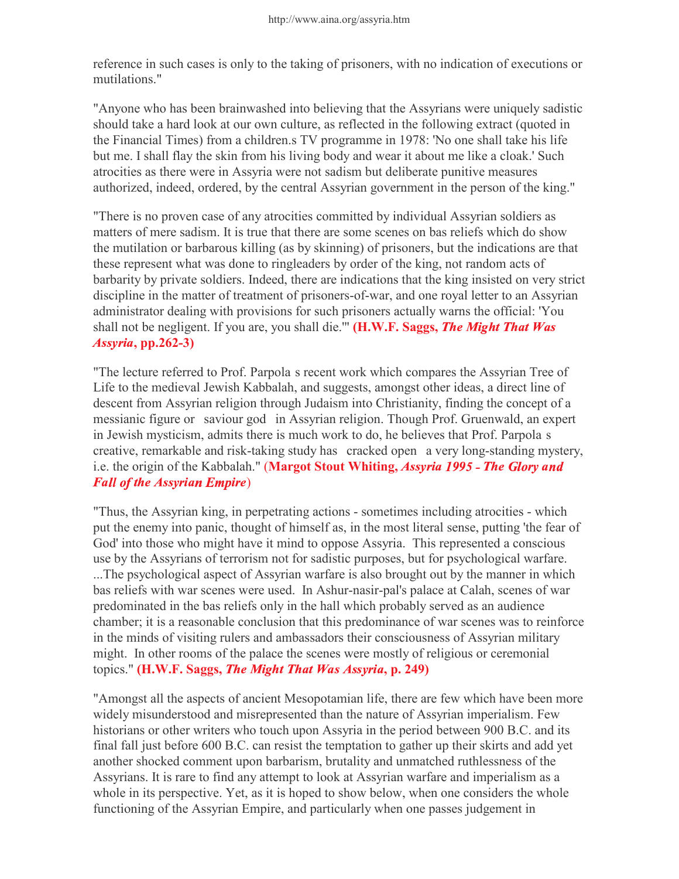reference in such cases is only to the taking of prisoners, with no indication of executions or mutilations."

"Anyone who has been brainwashed into believing that the Assyrians were uniquely sadistic should take a hard look at our own culture, as reflected in the following extract (quoted in the Financial Times) from a children.s TV programme in 1978: 'No one shall take his life but me. I shall flay the skin from his living body and wear it about me like a cloak.' Such atrocities as there were in Assyria were not sadism but deliberate punitive measures authorized, indeed, ordered, by the central Assyrian government in the person of the king."

"There is no proven case of any atrocities committed by individual Assyrian soldiers as matters of mere sadism. It is true that there are some scenes on bas reliefs which do show the mutilation or barbarous killing (as by skinning) of prisoners, but the indications are that these represent what was done to ringleaders by order of the king, not random acts of barbarity by private soldiers. Indeed, there are indications that the king insisted on very strict discipline in the matter of treatment of prisoners-of-war, and one royal letter to an Assyrian administrator dealing with provisions for such prisoners actually warns the official: 'You shall not be negligent. If you are, you shall die.'" **(H.W.F. Saggs, *The Might That Was Assyria*, pp.262-3)**

"The lecture referred to Prof. Parpola s recent work which compares the Assyrian Tree of Life to the medieval Jewish Kabbalah, and suggests, amongst other ideas, a direct line of descent from Assyrian religion through Judaism into Christianity, finding the concept of a messianic figure or saviour god in Assyrian religion. Though Prof. Gruenwald, an expert in Jewish mysticism, admits there is much work to do, he believes that Prof. Parpola s creative, remarkable and risk-taking study has cracked open a very long-standing mystery, i.e. the origin of the Kabbalah." (**Margot Stout Whiting, *Assyria 1995 - The Glory and Fall of the Assyrian Empire***)

"Thus, the Assyrian king, in perpetrating actions - sometimes including atrocities - which put the enemy into panic, thought of himself as, in the most literal sense, putting 'the fear of God' into those who might have it mind to oppose Assyria. This represented a conscious use by the Assyrians of terrorism not for sadistic purposes, but for psychological warfare. ...The psychological aspect of Assyrian warfare is also brought out by the manner in which bas reliefs with war scenes were used. In Ashur-nasir-pal's palace at Calah, scenes of war predominated in the bas reliefs only in the hall which probably served as an audience chamber; it is a reasonable conclusion that this predominance of war scenes was to reinforce in the minds of visiting rulers and ambassadors their consciousness of Assyrian military might. In other rooms of the palace the scenes were mostly of religious or ceremonial topics." **(H.W.F. Saggs, *The Might That Was Assyria*, p. 249)**

"Amongst all the aspects of ancient Mesopotamian life, there are few which have been more widely misunderstood and misrepresented than the nature of Assyrian imperialism. Few historians or other writers who touch upon Assyria in the period between 900 B.C. and its final fall just before 600 B.C. can resist the temptation to gather up their skirts and add yet another shocked comment upon barbarism, brutality and unmatched ruthlessness of the Assyrians. It is rare to find any attempt to look at Assyrian warfare and imperialism as a whole in its perspective. Yet, as it is hoped to show below, when one considers the whole functioning of the Assyrian Empire, and particularly when one passes judgement in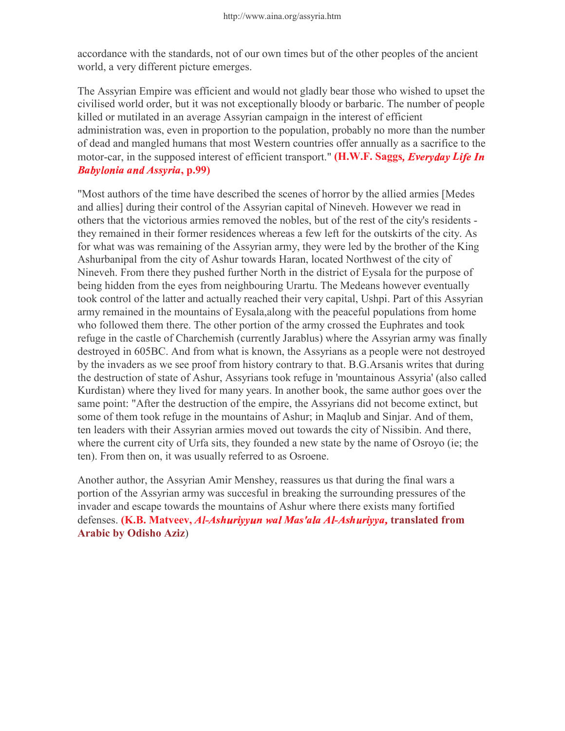accordance with the standards, not of our own times but of the other peoples of the ancient world, a very different picture emerges.

The Assyrian Empire was efficient and would not gladly bear those who wished to upset the civilised world order, but it was not exceptionally bloody or barbaric. The number of people killed or mutilated in an average Assyrian campaign in the interest of efficient administration was, even in proportion to the population, probably no more than the number of dead and mangled humans that most Western countries offer annually as a sacrifice to the motor-car, in the supposed interest of efficient transport." **(H.W.F. Saggs, *Everyday Life In Babylonia and Assyria*, p.99)**

"Most authors of the time have described the scenes of horror by the allied armies [Medes and allies] during their control of the Assyrian capital of Nineveh. However we read in others that the victorious armies removed the nobles, but of the rest of the city's residents - they remained in their former residences whereas a few left for the outskirts of the city. As for what was was remaining of the Assyrian army, they were led by the brother of the King Ashurbanipal from the city of Ashur towards Haran, located Northwest of the city of Nineveh. From there they pushed further North in the district of Eysala for the purpose of being hidden from the eyes from neighbouring Urartu. The Medeans however eventually took control of the latter and actually reached their very capital, Ushpi. Part of this Assyrian army remained in the mountains of Eysala,along with the peaceful populations from home who followed them there. The other portion of the army crossed the Euphrates and took refuge in the castle of Charchemish (currently Jarablus) where the Assyrian army was finally destroyed in 605BC. And from what is known, the Assyrians as a people were not destroyed by the invaders as we see proof from history contrary to that. B.G.Arsanis writes that during the destruction of state of Ashur, Assyrians took refuge in 'mountainous Assyria' (also called Kurdistan) where they lived for many years. In another book, the same author goes over the same point: "After the destruction of the empire, the Assyrians did not become extinct, but some of them took refuge in the mountains of Ashur; in Maqlub and Sinjar. And of them, ten leaders with their Assyrian armies moved out towards the city of Nissibin. And there, where the current city of Urfa sits, they founded a new state by the name of Osroyo (ie; the ten). From then on, it was usually referred to as Osroene.

Another author, the Assyrian Amir Menshey, reassures us that during the final wars a portion of the Assyrian army was succesful in breaking the surrounding pressures of the invader and escape towards the mountains of Ashur where there exists many fortified defenses. **(K.B. Matveev, *Al-Ashuriyyun wal Mas'ala Al-Ashuriyya*, translated from Arabic by Odisho Aziz)**